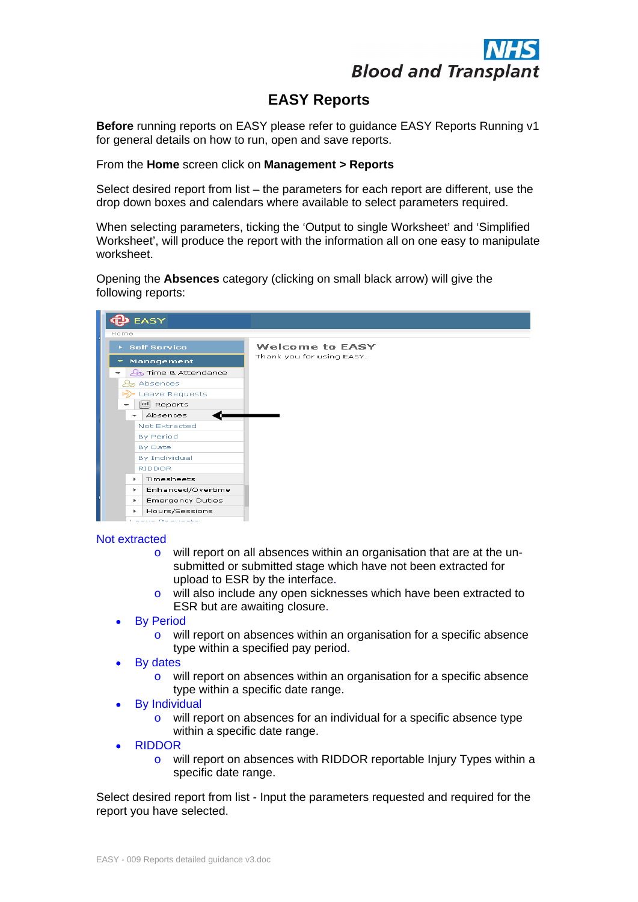NHS
Blood and Transplant

# EASY Reports

**Before** running reports on EASY please refer to guidance EASY Reports Running v1 for general details on how to run, open and save reports.

From the **Home** screen click on **Management > Reports**

Select desired report from list – the parameters for each report are different, use the drop down boxes and calendars where available to select parameters required.

When selecting parameters, ticking the 'Output to single Worksheet' and 'Simplified Worksheet', will produce the report with the information all on one easy to manipulate worksheet.

Opening the **Absences** category (clicking on small black arrow) will give the following reports:

Not extracted
  - will report on all absences within an organisation that are at the un-submitted or submitted stage which have not been extracted for upload to ESR by the interface.
  - will also include any open sicknesses which have been extracted to ESR but are awaiting closure.
- By Period
  - will report on absences within an organisation for a specific absence type within a specified pay period.
- By dates
  - will report on absences within an organisation for a specific absence type within a specific date range.
- By Individual
  - will report on absences for an individual for a specific absence type within a specific date range.
- RIDDOR
  - will report on absences with RIDDOR reportable Injury Types within a specific date range.

Select desired report from list - Input the parameters requested and required for the report you have selected.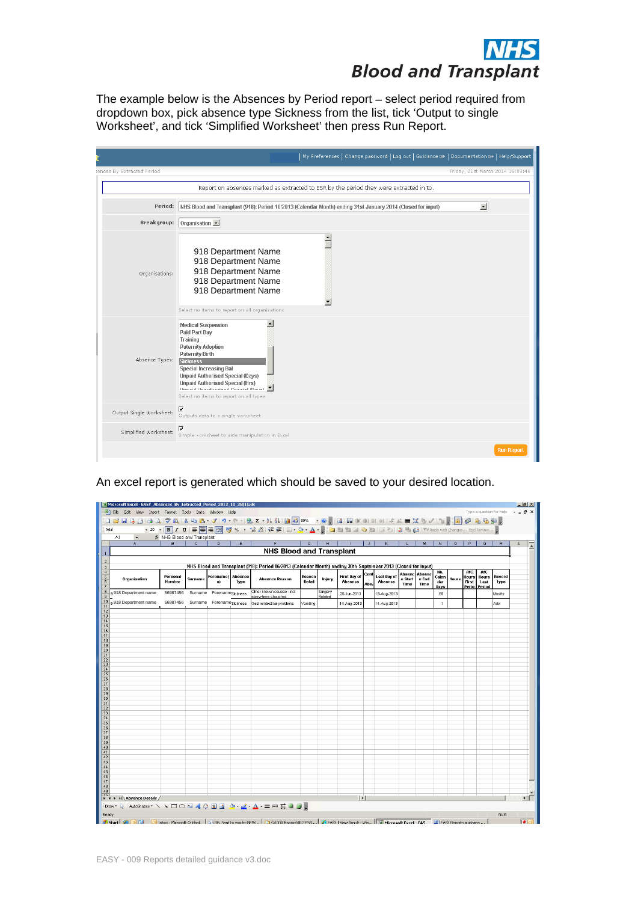The example below is the Absences by Period report – select period required from dropdown box, pick absence type Sickness from the list, tick 'Output to single Worksheet', and tick 'Simplified Worksheet' then press Run Report.

| My Preferences | Change password | Log out | Guidance | Documentation | Help/Support |

sences By Extracted Period — Friday, 21st March 2014 16:09:46

Report on absences marked as extracted to ESR by the period they were extracted in to.

| | |
|---|---|
| **Period:** | NHS Blood and Transplant (918): Period 10/2013 (Calendar Month) ending 31st January 2014 (Closed for input) |
| **Breakgroup:** | Organisation |
| Organisations: | 918 Department Name<br>918 Department Name<br>918 Department Name<br>918 Department Name<br>918 Department Name<br>Select no items to report on all organisations |
| Absence Types: | Medical Suspension<br>Paid Part Day<br>Training<br>Paternity Adoption<br>Paternity Birth<br>Sickness<br>Special Increasing Bal<br>Unpaid Authorised Special (Days)<br>Unpaid Authorised Special (Hrs)<br>Select no items to report on all types |
| Output Single Worksheet: | ☑ Outputs data to a single worksheet |
| Simplified Worksheet: | ☑ Simple worksheet to aide manipulation in Excel |

Run Report

An excel report is generated which should be saved to your desired location.

**NHS Blood and Transplant**

NHS Blood and Transplant (918): Period 06/2013 (Calendar Month) ending 30th September 2013 (Closed for input)

| Organisation | Personal Number | Surname | Forename(s) | Absence Type | Absence Reason | Reason Detail | Injury | First Day of Absence | Cont. Abs. | Last Day of Absence | Absence Start Time | Absence End Time | No. Calendar Days | Hours | AfC Hours First Period | AfC Hours Last Period | Record Type |
|---|---|---|---|---|---|---|---|---|---|---|---|---|---|---|---|---|---|
| 918 Department name | 56987456 | Surname | Forename | Sickness | Other known causes - not elsewhere classified | | Surgery Related | 20-Jun-2013 | | 18-Aug-2013 | | | 60 | | | | Modify |
| 918 Department name | 56987456 | Surname | Forename | Sickness | Gastrointestinal problems | Vomiting | | 14-Aug-2013 | | 14-Aug-2013 | | | 1 | | | | Add |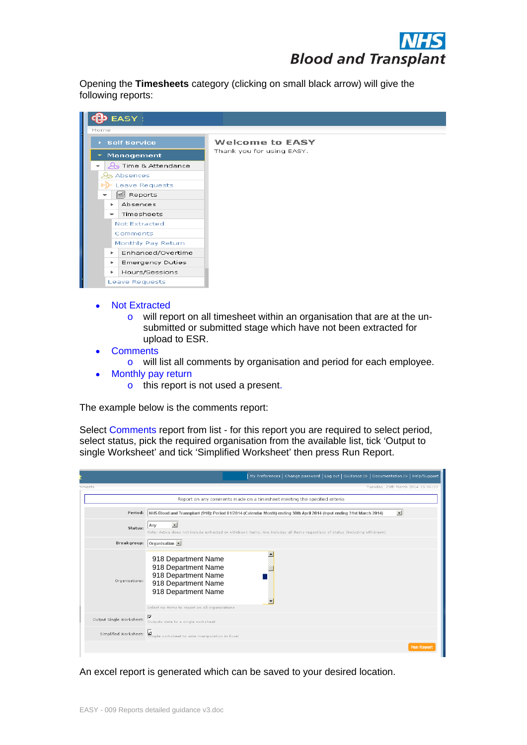Opening the **Timesheets** category (clicking on small black arrow) will give the following reports:

- Not Extracted
  - will report on all timesheet within an organisation that are at the un-submitted or submitted stage which have not been extracted for upload to ESR.
- Comments
  - will list all comments by organisation and period for each employee.
- Monthly pay return
  - this report is not used a present.

The example below is the comments report:

Select Comments report from list - for this report you are required to select period, select status, pick the required organisation from the available list, tick 'Output to single Worksheet' and tick 'Simplified Worksheet' then press Run Report.

An excel report is generated which can be saved to your desired location.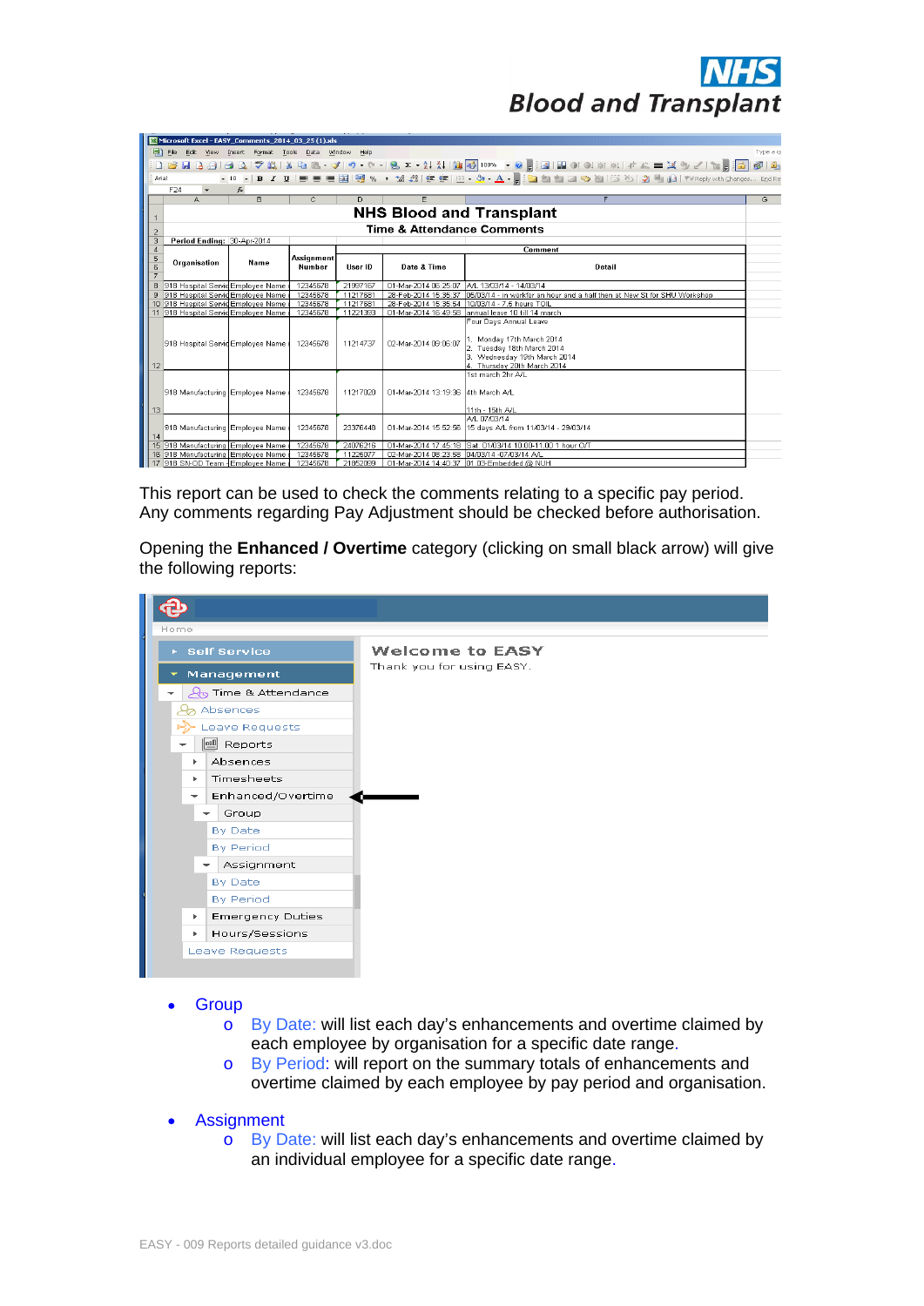This report can be used to check the comments relating to a specific pay period. Any comments regarding Pay Adjustment should be checked before authorisation.

Opening the **Enhanced / Overtime** category (clicking on small black arrow) will give the following reports:

- Group
  - By Date: will list each day's enhancements and overtime claimed by each employee by organisation for a specific date range.
  - By Period: will report on the summary totals of enhancements and overtime claimed by each employee by pay period and organisation.
- Assignment
  - By Date: will list each day's enhancements and overtime claimed by an individual employee for a specific date range.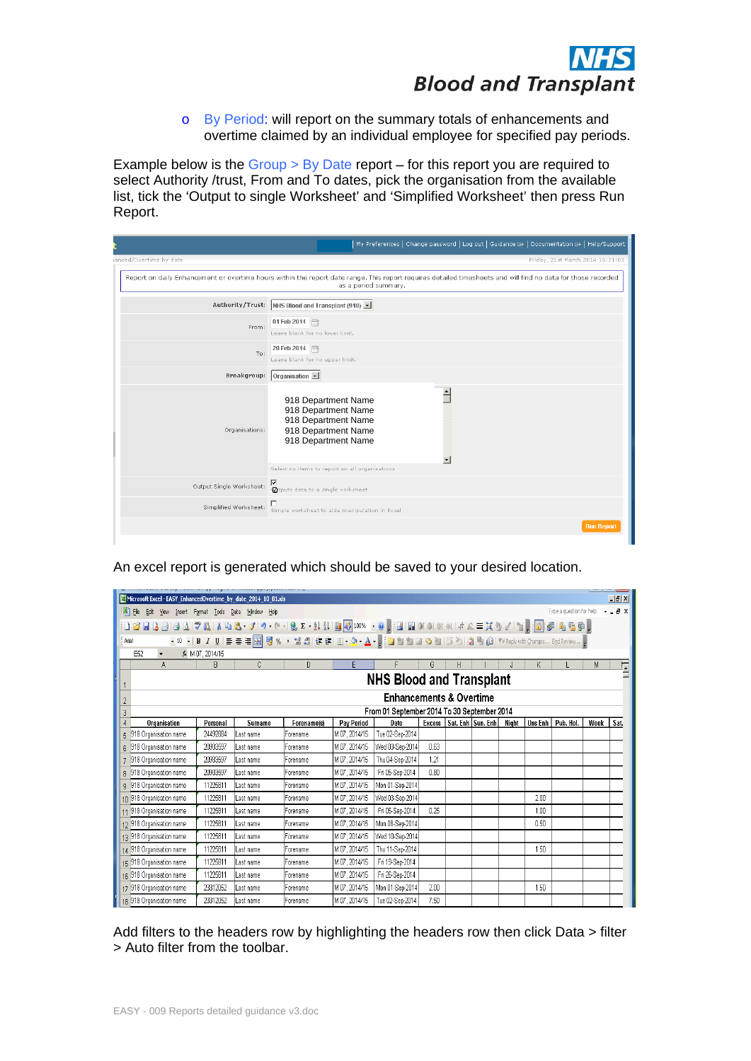- By Period: will report on the summary totals of enhancements and overtime claimed by an individual employee for specified pay periods.

Example below is the Group > By Date report – for this report you are required to select Authority /trust, From and To dates, pick the organisation from the available list, tick the 'Output to single Worksheet' and 'Simplified Worksheet' then press Run Report.

An excel report is generated which should be saved to your desired location.

Add filters to the headers row by highlighting the headers row then click Data > filter > Auto filter from the toolbar.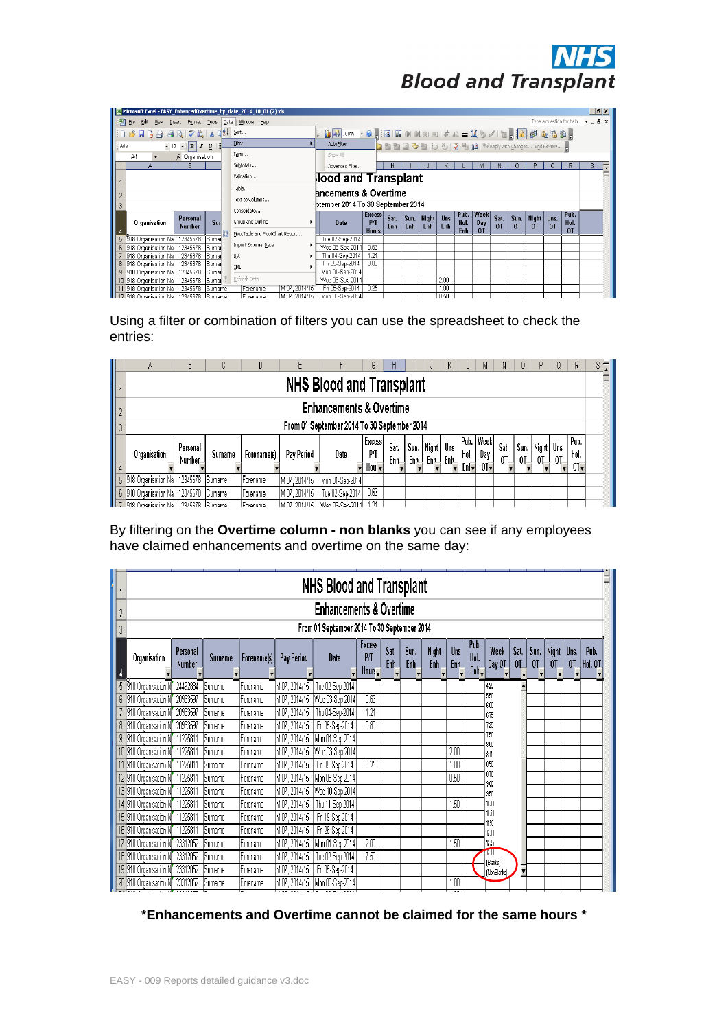Using a filter or combination of filters you can use the spreadsheet to check the entries:

By filtering on the **Overtime column - non blanks** you can see if any employees have claimed enhancements and overtime on the same day:

**\*Enhancements and Overtime cannot be claimed for the same hours \***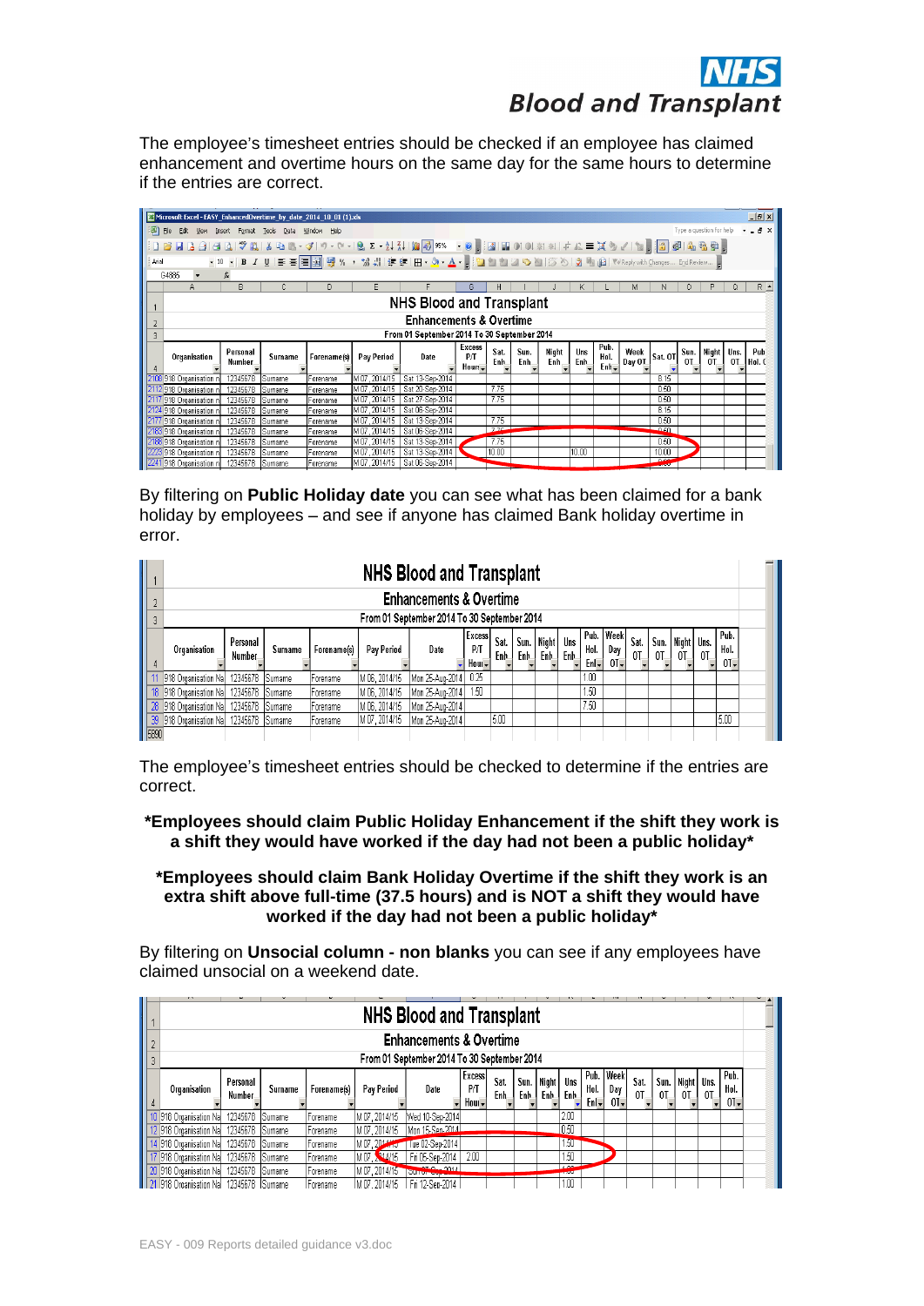The employee's timesheet entries should be checked if an employee has claimed enhancement and overtime hours on the same day for the same hours to determine if the entries are correct.

| | Organisation | Personal Number | Surname | Forename(s) | Pay Period | Date | Excess P/T Hours | Sat. Enh | Sun. Enh | Night Enh | Uns Enh | Pub. Hol. Enh | Week Day OT | Sat. OT | Sun. OT | Night OT | Uns. OT | Pub Hol. O |
|---|---|---|---|---|---|---|---|---|---|---|---|---|---|---|---|---|---|---|
| 2108 | 918 Organisation n | 12345678 | Surname | Forename | M 07, 2014/15 | Sat 13-Sep-2014 | | | | | | | | 8.15 | | | | |
| 2112 | 918 Organisation n | 12345678 | Surname | Forename | M 07, 2014/15 | Sat 20-Sep-2014 | | 7.75 | | | | | | 0.50 | | | | |
| 2117 | 918 Organisation n | 12345678 | Surname | Forename | M 07, 2014/15 | Sat 27-Sep-2014 | | 7.75 | | | | | | 0.50 | | | | |
| 2124 | 918 Organisation n | 12345678 | Surname | Forename | M 07, 2014/15 | Sat 06-Sep-2014 | | | | | | | | 8.15 | | | | |
| 2177 | 918 Organisation n | 12345678 | Surname | Forename | M 07, 2014/15 | Sat 13-Sep-2014 | | 7.75 | | | | | | 0.50 | | | | |
| 2183 | 918 Organisation n | 12345678 | Surname | Forename | M 07, 2014/15 | Sat 06-Sep-2014 | | 7.75 | | | | | | 0.50 | | | | |
| 2188 | 918 Organisation n | 12345678 | Surname | Forename | M 07, 2014/15 | Sat 13-Sep-2014 | | 7.75 | | | | | | 0.50 | | | | |
| 2229 | 918 Organisation n | 12345678 | Surname | Forename | M 07, 2014/15 | Sat 13-Sep-2014 | | 10.00 | | | 10.00 | | | 10.00 | | | | |
| 2241 | 918 Organisation n | 12345678 | Surname | Forename | M 07, 2014/15 | Sat 06-Sep-2014 | | | | | | | | 8.00 | | | | |

By filtering on **Public Holiday date** you can see what has been claimed for a bank holiday by employees – and see if anyone has claimed Bank holiday overtime in error.

| | Organisation | Personal Number | Surname | Forename(s) | Pay Period | Date | Excess P/T Hours | Sat. Enh | Sun. Enh | Night Enh | Uns Enh | Pub. Hol. Enh | Week Day OT | Sat. OT | Sun. OT | Night OT | Uns. OT | Pub. Hol. OT |
|---|---|---|---|---|---|---|---|---|---|---|---|---|---|---|---|---|---|---|
| 11 | 918 Organisation Na | 12345678 | Surname | Forename | M 06, 2014/15 | Mon 25-Aug-2014 | 0.25 | | | | | 1.00 | | | | | | |
| 18 | 918 Organisation Na | 12345678 | Surname | Forename | M 06, 2014/15 | Mon 25-Aug-2014 | 1.50 | | | | | 1.50 | | | | | | |
| 28 | 918 Organisation Na | 12345678 | Surname | Forename | M 06, 2014/15 | Mon 25-Aug-2014 | | | | | | 7.50 | | | | | | |
| 39 | 918 Organisation Na | 12345678 | Surname | Forename | M 07, 2014/15 | Mon 25-Aug-2014 | | 5.00 | | | | | | | | | | 5.00 |

The employee's timesheet entries should be checked to determine if the entries are correct.

**\*Employees should claim Public Holiday Enhancement if the shift they work is a shift they would have worked if the day had not been a public holiday\***

**\*Employees should claim Bank Holiday Overtime if the shift they work is an extra shift above full-time (37.5 hours) and is NOT a shift they would have worked if the day had not been a public holiday\***

By filtering on **Unsocial column - non blanks** you can see if any employees have claimed unsocial on a weekend date.

| | Organisation | Personal Number | Surname | Forename(s) | Pay Period | Date | Excess P/T Hours | Sat. Enh | Sun. Enh | Night Enh | Uns Enh | Pub. Hol. Enh | Week Day OT | Sat. OT | Sun. OT | Night OT | Uns. OT | Pub. Hol. OT |
|---|---|---|---|---|---|---|---|---|---|---|---|---|---|---|---|---|---|---|
| 10 | 918 Organisation Na | 12345678 | Surname | Forename | M 07, 2014/15 | Wed 10-Sep-2014 | | | | | 2.00 | | | | | | | |
| 12 | 918 Organisation Na | 12345678 | Surname | Forename | M 07, 2014/15 | Mon 15-Sep-2014 | | | | | 0.50 | | | | | | | |
| 14 | 918 Organisation Na | 12345678 | Surname | Forename | M 07, 2014/15 | Tue 02-Sep-2014 | | | | | 1.50 | | | | | | | |
| 17 | 918 Organisation Na | 12345678 | Surname | Forename | M 07, 2014/15 | Fri 05-Sep-2014 | 2.00 | | | | 1.50 | | | | | | | |
| 20 | 918 Organisation Na | 12345678 | Surname | Forename | M 07, 2014/15 | Sat 07-Sep-2014 | | | | | 1.00 | | | | | | | |
| 21 | 918 Organisation Na | 12345678 | Surname | Forename | M 07, 2014/15 | Fri 12-Sep-2014 | | | | | 1.00 | | | | | | | |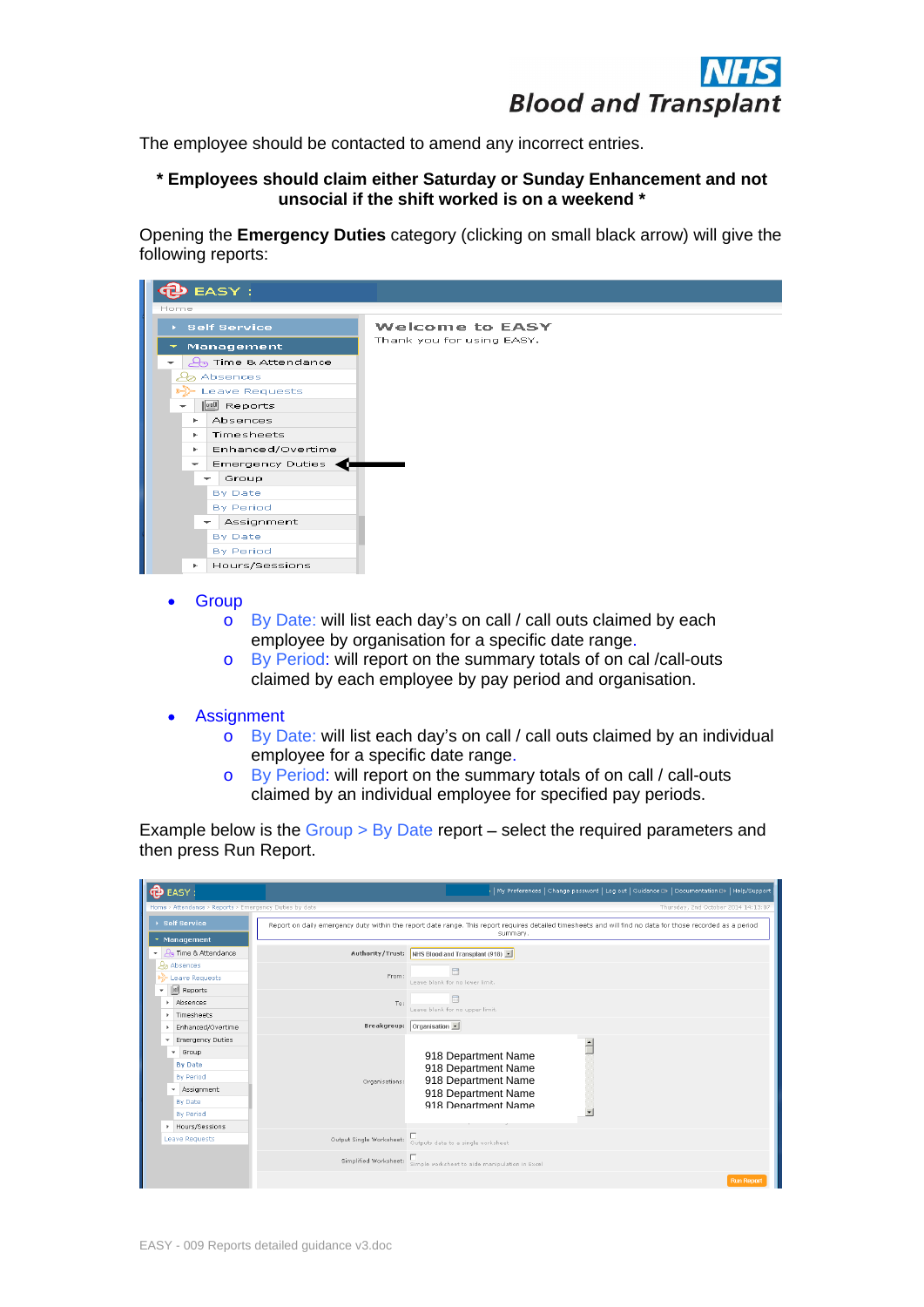The employee should be contacted to amend any incorrect entries.

**\* Employees should claim either Saturday or Sunday Enhancement and not unsocial if the shift worked is on a weekend \***

Opening the **Emergency Duties** category (clicking on small black arrow) will give the following reports:

- Group
  - By Date: will list each day's on call / call outs claimed by each employee by organisation for a specific date range.
  - By Period: will report on the summary totals of on cal /call-outs claimed by each employee by pay period and organisation.

- Assignment
  - By Date: will list each day's on call / call outs claimed by an individual employee for a specific date range.
  - By Period: will report on the summary totals of on call / call-outs claimed by an individual employee for specified pay periods.

Example below is the Group > By Date report – select the required parameters and then press Run Report.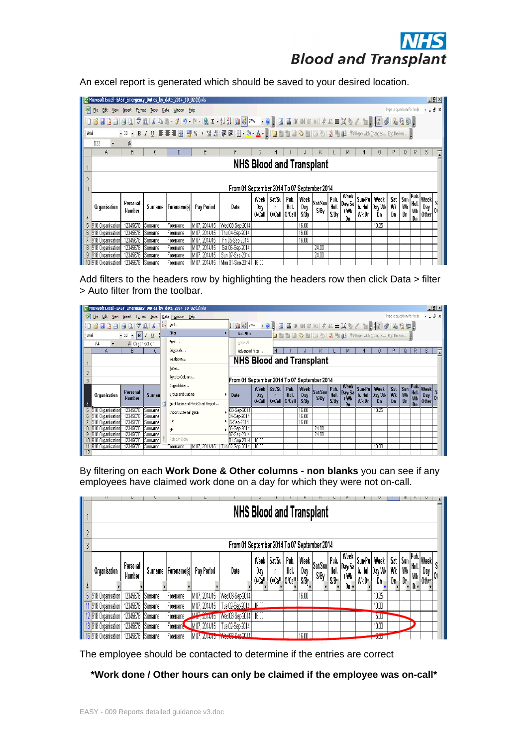An excel report is generated which should be saved to your desired location.

Add filters to the headers row by highlighting the headers row then click Data > filter > Auto filter from the toolbar.

By filtering on each **Work Done & Other columns - non blanks** you can see if any employees have claimed work done on a day for which they were not on-call.

The employee should be contacted to determine if the entries are correct

**\*Work done / Other hours can only be claimed if the employee was on-call\***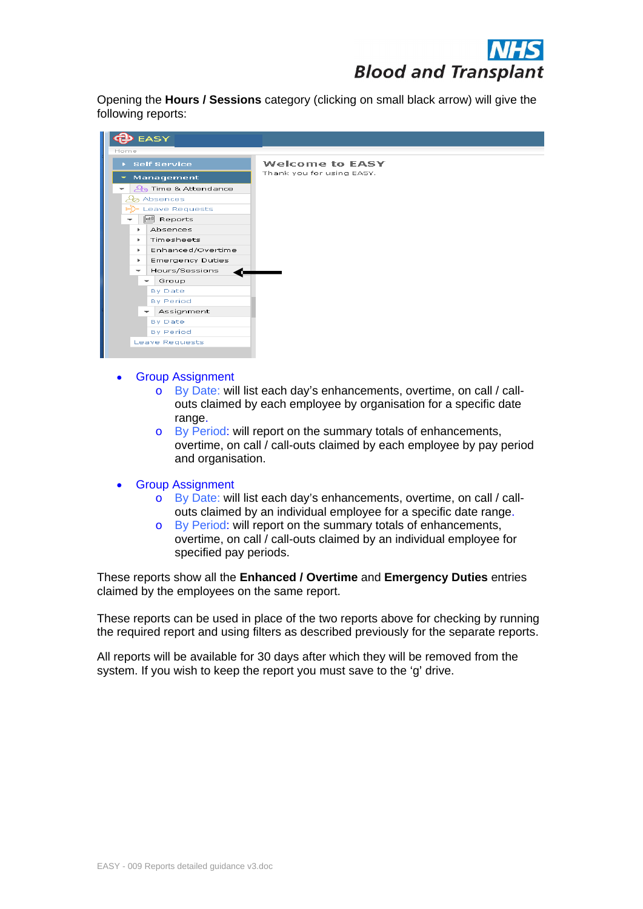Opening the **Hours / Sessions** category (clicking on small black arrow) will give the following reports:

- Group Assignment
  - By Date: will list each day's enhancements, overtime, on call / call-outs claimed by each employee by organisation for a specific date range.
  - By Period: will report on the summary totals of enhancements, overtime, on call / call-outs claimed by each employee by pay period and organisation.

- Group Assignment
  - By Date: will list each day's enhancements, overtime, on call / call-outs claimed by an individual employee for a specific date range.
  - By Period: will report on the summary totals of enhancements, overtime, on call / call-outs claimed by an individual employee for specified pay periods.

These reports show all the **Enhanced / Overtime** and **Emergency Duties** entries claimed by the employees on the same report.

These reports can be used in place of the two reports above for checking by running the required report and using filters as described previously for the separate reports.

All reports will be available for 30 days after which they will be removed from the system. If you wish to keep the report you must save to the 'g' drive.